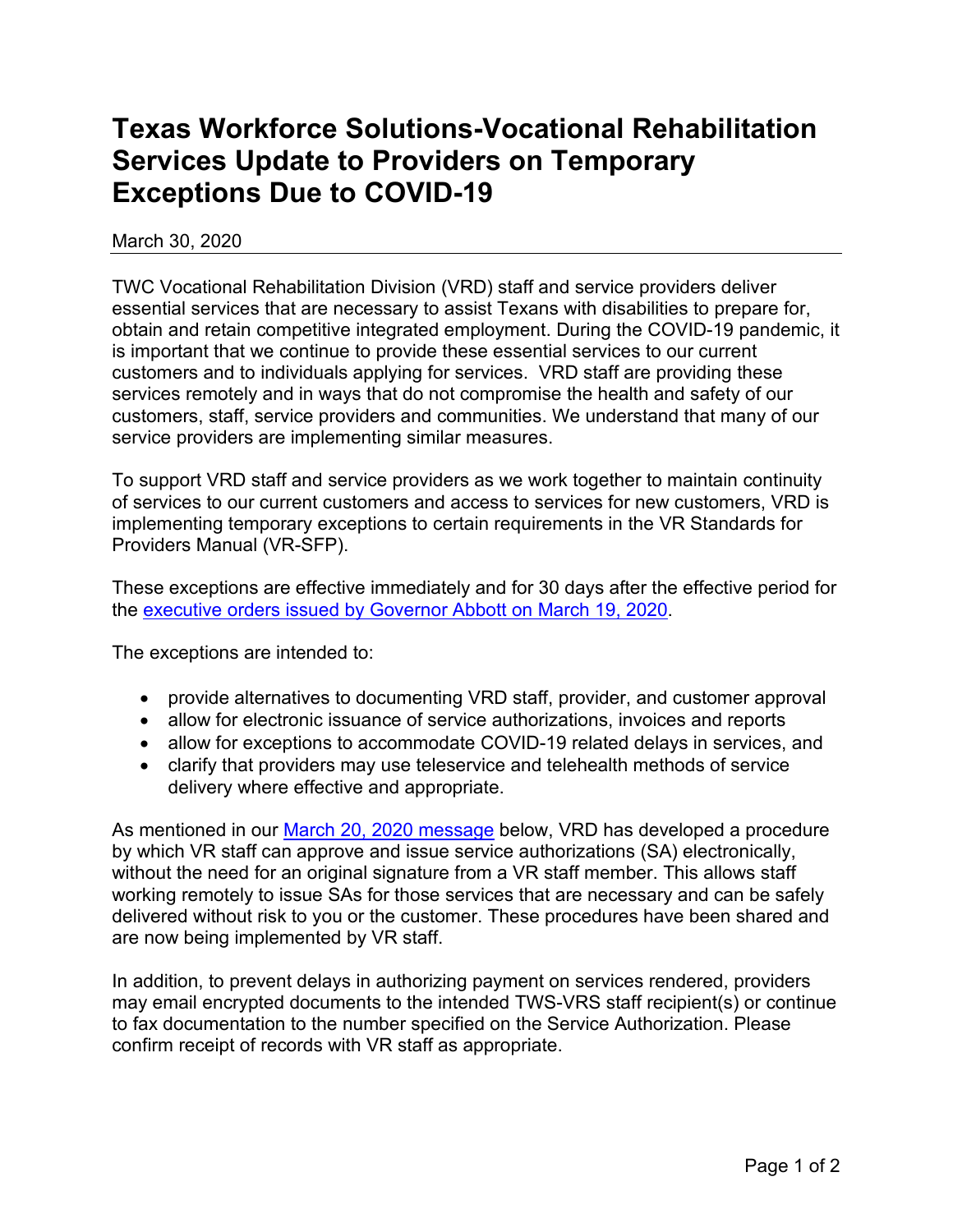# Texas Workforce Solutions-Vocational Rehabilitation Services Update to Providers on Temporary Exceptions Due to COVID-19

March 30, 2020

---

TWC Vocational Rehabilitation Division (VRD) staff and service providers deliver essential services that are necessary to assist Texans with disabilities to prepare for, obtain and retain competitive integrated employment. During the COVID-19 pandemic, it is important that we continue to provide these essential services to our current customers and to individuals applying for services. VRD staff are providing these services remotely and in ways that do not compromise the health and safety of our customers, staff, service providers and communities. We understand that many of our service providers are implementing similar measures.

To support VRD staff and service providers as we work together to maintain continuity of services to our current customers and access to services for new customers, VRD is implementing temporary exceptions to certain requirements in the VR Standards for Providers Manual (VR-SFP).

These exceptions are effective immediately and for 30 days after the effective period for the executive orders issued by Governor Abbott on March 19, 2020.

The exceptions are intended to:

- provide alternatives to documenting VRD staff, provider, and customer approval
- allow for electronic issuance of service authorizations, invoices and reports
- allow for exceptions to accommodate COVID-19 related delays in services, and
- clarify that providers may use teleservice and telehealth methods of service delivery where effective and appropriate.

As mentioned in our March 20, 2020 message below, VRD has developed a procedure by which VR staff can approve and issue service authorizations (SA) electronically, without the need for an original signature from a VR staff member. This allows staff working remotely to issue SAs for those services that are necessary and can be safely delivered without risk to you or the customer. These procedures have been shared and are now being implemented by VR staff.

In addition, to prevent delays in authorizing payment on services rendered, providers may email encrypted documents to the intended TWS-VRS staff recipient(s) or continue to fax documentation to the number specified on the Service Authorization. Please confirm receipt of records with VR staff as appropriate.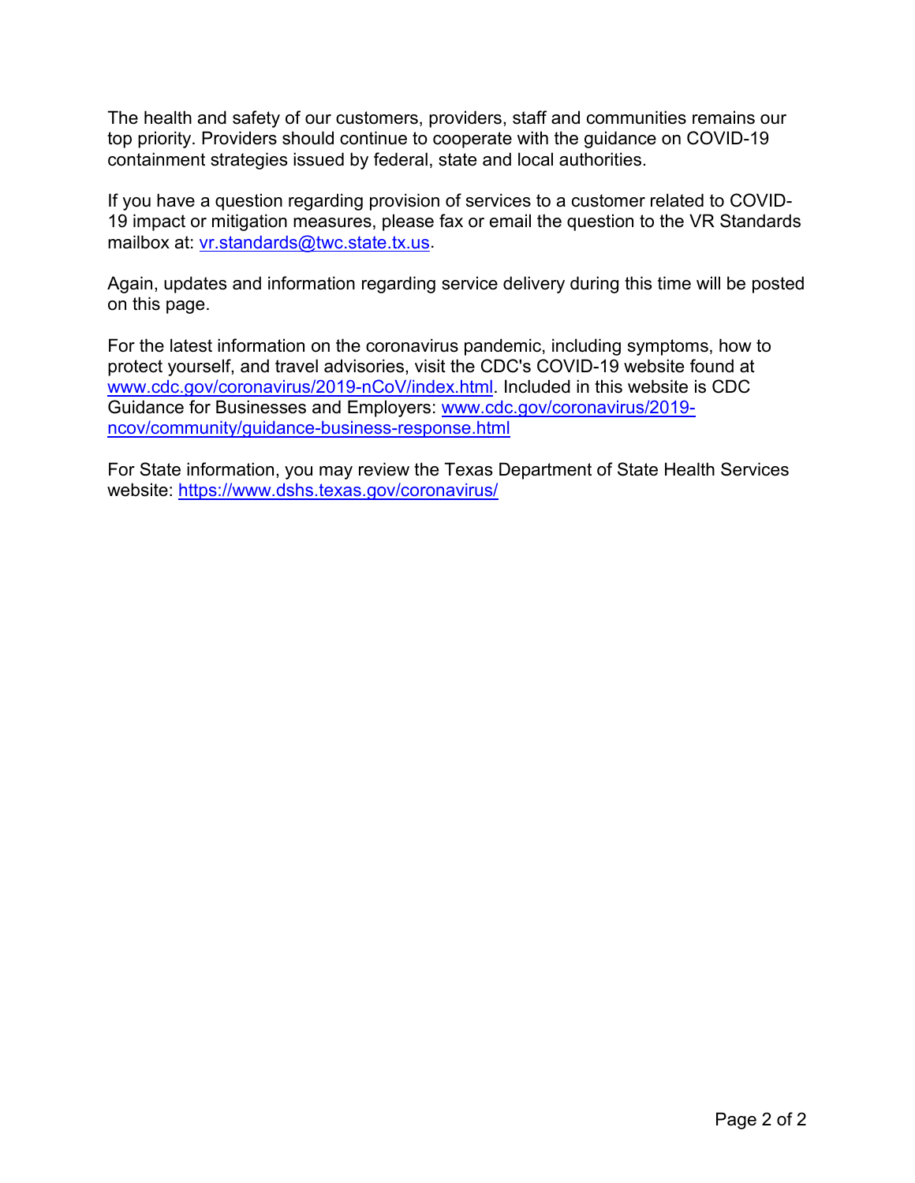The health and safety of our customers, providers, staff and communities remains our top priority. Providers should continue to cooperate with the guidance on COVID-19 containment strategies issued by federal, state and local authorities.

If you have a question regarding provision of services to a customer related to COVID-19 impact or mitigation measures, please fax or email the question to the VR Standards mailbox at: vr.standards@twc.state.tx.us.

Again, updates and information regarding service delivery during this time will be posted on this page.

For the latest information on the coronavirus pandemic, including symptoms, how to protect yourself, and travel advisories, visit the CDC's COVID-19 website found at www.cdc.gov/coronavirus/2019-nCoV/index.html. Included in this website is CDC Guidance for Businesses and Employers: www.cdc.gov/coronavirus/2019-ncov/community/guidance-business-response.html

For State information, you may review the Texas Department of State Health Services website: https://www.dshs.texas.gov/coronavirus/